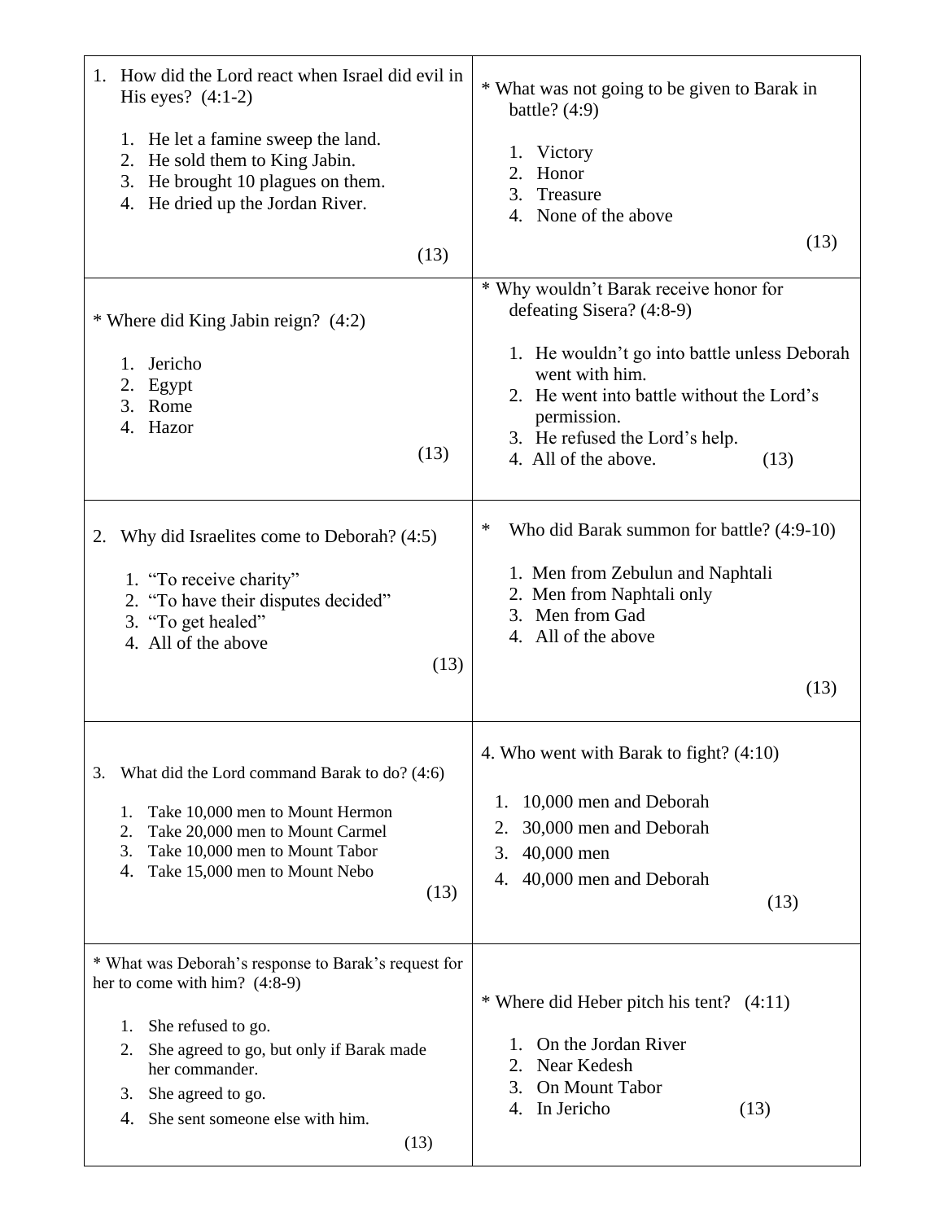1. How did the Lord react when Israel did evil in His eyes? (4:1-2)

   1. He let a famine sweep the land.
   2. He sold them to King Jabin.
   3. He brought 10 plagues on them.
   4. He dried up the Jordan River.

   (13)

* What was not going to be given to Barak in battle? (4:9)

   1. Victory
   2. Honor
   3. Treasure
   4. None of the above

   (13)

* Where did King Jabin reign? (4:2)

   1. Jericho
   2. Egypt
   3. Rome
   4. Hazor

   (13)

* Why wouldn't Barak receive honor for defeating Sisera? (4:8-9)

   1. He wouldn't go into battle unless Deborah went with him.
   2. He went into battle without the Lord's permission.
   3. He refused the Lord's help.
   4. All of the above.

   (13)

2. Why did Israelites come to Deborah? (4:5)

   1. "To receive charity"
   2. "To have their disputes decided"
   3. "To get healed"
   4. All of the above

   (13)

* Who did Barak summon for battle? (4:9-10)

   1. Men from Zebulun and Naphtali
   2. Men from Naphtali only
   3. Men from Gad
   4. All of the above

   (13)

3. What did the Lord command Barak to do? (4:6)

   1. Take 10,000 men to Mount Hermon
   2. Take 20,000 men to Mount Carmel
   3. Take 10,000 men to Mount Tabor
   4. Take 15,000 men to Mount Nebo

   (13)

4. Who went with Barak to fight? (4:10)

   1. 10,000 men and Deborah
   2. 30,000 men and Deborah
   3. 40,000 men
   4. 40,000 men and Deborah

   (13)

* What was Deborah's response to Barak's request for her to come with him? (4:8-9)

   1. She refused to go.
   2. She agreed to go, but only if Barak made her commander.
   3. She agreed to go.
   4. She sent someone else with him.

   (13)

* Where did Heber pitch his tent? (4:11)

   1. On the Jordan River
   2. Near Kedesh
   3. On Mount Tabor
   4. In Jericho

   (13)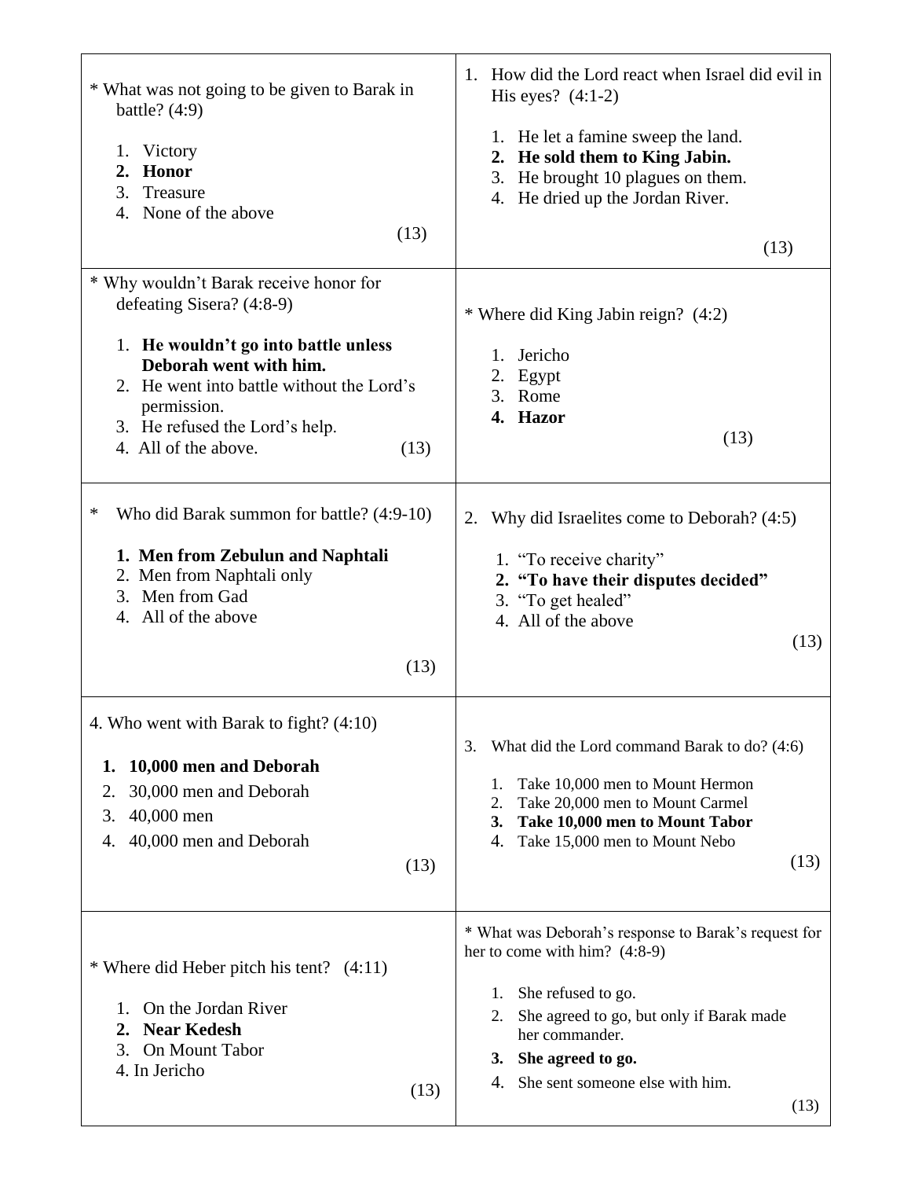* What was not going to be given to Barak in battle? (4:9)

1. Victory
2. **Honor**
3. Treasure
4. None of the above

(13)

1. How did the Lord react when Israel did evil in His eyes? (4:1-2)

1. He let a famine sweep the land.
2. **He sold them to King Jabin.**
3. He brought 10 plagues on them.
4. He dried up the Jordan River.

(13)

* Why wouldn't Barak receive honor for defeating Sisera? (4:8-9)

1. **He wouldn't go into battle unless Deborah went with him.**
2. He went into battle without the Lord's permission.
3. He refused the Lord's help.
4. All of the above.

(13)

* Where did King Jabin reign? (4:2)

1. Jericho
2. Egypt
3. Rome
4. **Hazor**

(13)

* Who did Barak summon for battle? (4:9-10)

1. **Men from Zebulun and Naphtali**
2. Men from Naphtali only
3. Men from Gad
4. All of the above

(13)

2. Why did Israelites come to Deborah? (4:5)

1. "To receive charity"
2. **"To have their disputes decided"**
3. "To get healed"
4. All of the above

(13)

4. Who went with Barak to fight? (4:10)

1. **10,000 men and Deborah**
2. 30,000 men and Deborah
3. 40,000 men
4. 40,000 men and Deborah

(13)

3. What did the Lord command Barak to do? (4:6)

1. Take 10,000 men to Mount Hermon
2. Take 20,000 men to Mount Carmel
3. **Take 10,000 men to Mount Tabor**
4. Take 15,000 men to Mount Nebo

(13)

* Where did Heber pitch his tent? (4:11)

1. On the Jordan River
2. **Near Kedesh**
3. On Mount Tabor
4. In Jericho

(13)

* What was Deborah's response to Barak's request for her to come with him? (4:8-9)

1. She refused to go.
2. She agreed to go, but only if Barak made her commander.
3. **She agreed to go.**
4. She sent someone else with him.

(13)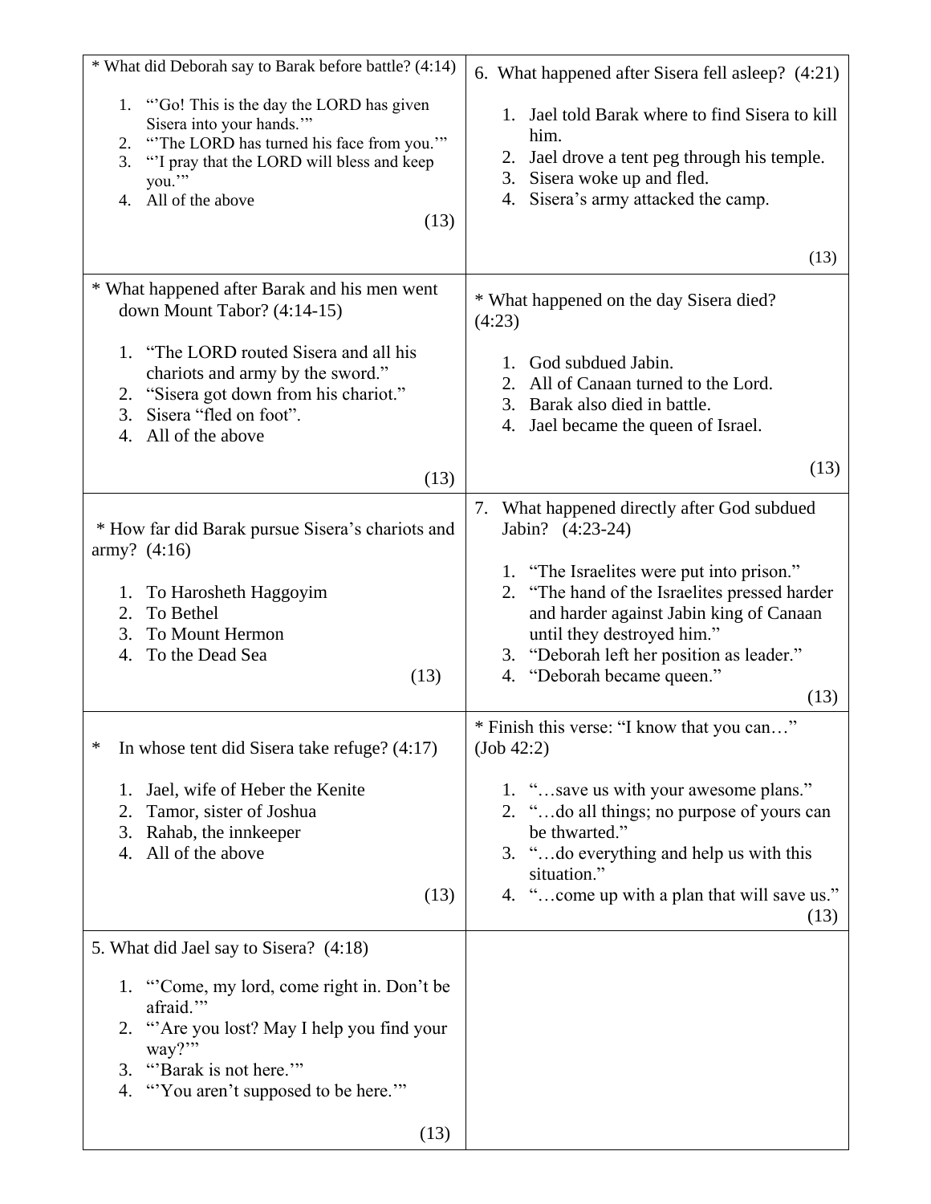* What did Deborah say to Barak before battle? (4:14)

1. "'Go! This is the day the LORD has given Sisera into your hands.'"
2. "'The LORD has turned his face from you.'"
3. "'I pray that the LORD will bless and keep you.'"
4. All of the above

(13)

* What happened after Barak and his men went down Mount Tabor? (4:14-15)

1. "The LORD routed Sisera and all his chariots and army by the sword."
2. "Sisera got down from his chariot."
3. Sisera "fled on foot".
4. All of the above

(13)

* How far did Barak pursue Sisera's chariots and army? (4:16)

1. To Harosheth Haggoyim
2. To Bethel
3. To Mount Hermon
4. To the Dead Sea

(13)

* In whose tent did Sisera take refuge? (4:17)

1. Jael, wife of Heber the Kenite
2. Tamor, sister of Joshua
3. Rahab, the innkeeper
4. All of the above

(13)

5. What did Jael say to Sisera? (4:18)

1. "'Come, my lord, come right in. Don't be afraid.'"
2. "'Are you lost? May I help you find your way?'"
3. "'Barak is not here.'"
4. "'You aren't supposed to be here.'"

(13)

6. What happened after Sisera fell asleep? (4:21)

1. Jael told Barak where to find Sisera to kill him.
2. Jael drove a tent peg through his temple.
3. Sisera woke up and fled.
4. Sisera's army attacked the camp.

(13)

* What happened on the day Sisera died? (4:23)

1. God subdued Jabin.
2. All of Canaan turned to the Lord.
3. Barak also died in battle.
4. Jael became the queen of Israel.

(13)

7. What happened directly after God subdued Jabin? (4:23-24)

1. "The Israelites were put into prison."
2. "The hand of the Israelites pressed harder and harder against Jabin king of Canaan until they destroyed him."
3. "Deborah left her position as leader."
4. "Deborah became queen."

(13)

* Finish this verse: "I know that you can…" (Job 42:2)

1. "…save us with your awesome plans."
2. "…do all things; no purpose of yours can be thwarted."
3. "…do everything and help us with this situation."
4. "…come up with a plan that will save us."

(13)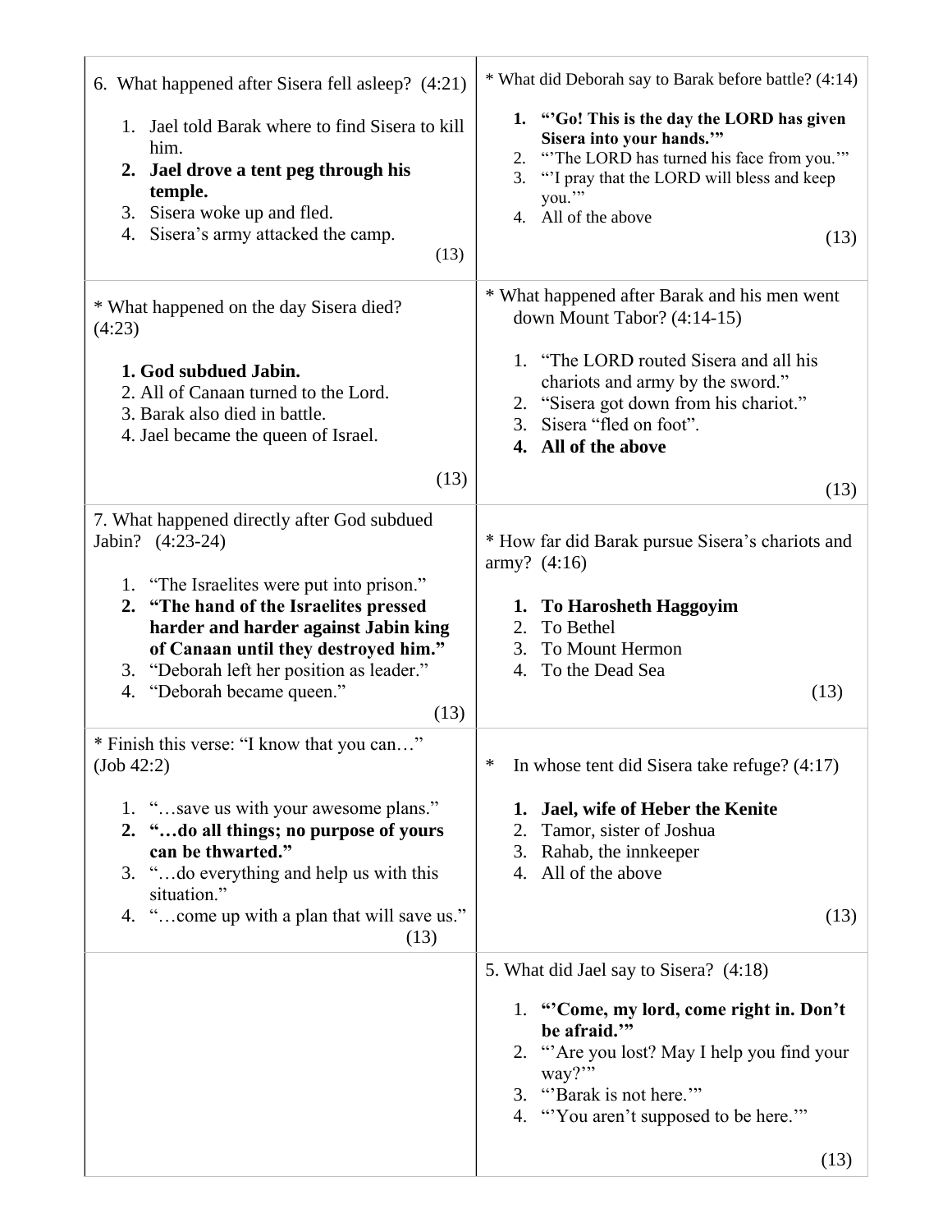6. What happened after Sisera fell asleep? (4:21)

1. Jael told Barak where to find Sisera to kill him.
2. **Jael drove a tent peg through his temple.**
3. Sisera woke up and fled.
4. Sisera's army attacked the camp.

(13)

* What happened on the day Sisera died? (4:23)

1. **God subdued Jabin.**
2. All of Canaan turned to the Lord.
3. Barak also died in battle.
4. Jael became the queen of Israel.

(13)

7. What happened directly after God subdued Jabin? (4:23-24)

1. "The Israelites were put into prison."
2. **"The hand of the Israelites pressed harder and harder against Jabin king of Canaan until they destroyed him."**
3. "Deborah left her position as leader."
4. "Deborah became queen."

(13)

* Finish this verse: "I know that you can…" (Job 42:2)

1. "…save us with your awesome plans."
2. **"…do all things; no purpose of yours can be thwarted."**
3. "…do everything and help us with this situation."
4. "…come up with a plan that will save us."

(13)

* What did Deborah say to Barak before battle? (4:14)

1. **"'Go! This is the day the LORD has given Sisera into your hands.'"**
2. "'The LORD has turned his face from you.'"
3. "'I pray that the LORD will bless and keep you.'"
4. All of the above

(13)

* What happened after Barak and his men went down Mount Tabor? (4:14-15)

1. "The LORD routed Sisera and all his chariots and army by the sword."
2. "Sisera got down from his chariot."
3. Sisera "fled on foot".
4. **All of the above**

(13)

* How far did Barak pursue Sisera's chariots and army? (4:16)

1. **To Harosheth Haggoyim**
2. To Bethel
3. To Mount Hermon
4. To the Dead Sea

(13)

* In whose tent did Sisera take refuge? (4:17)

1. **Jael, wife of Heber the Kenite**
2. Tamor, sister of Joshua
3. Rahab, the innkeeper
4. All of the above

(13)

5. What did Jael say to Sisera? (4:18)

1. **"'Come, my lord, come right in. Don't be afraid.'"**
2. "'Are you lost? May I help you find your way?'"
3. "'Barak is not here.'"
4. "'You aren't supposed to be here.'"

(13)